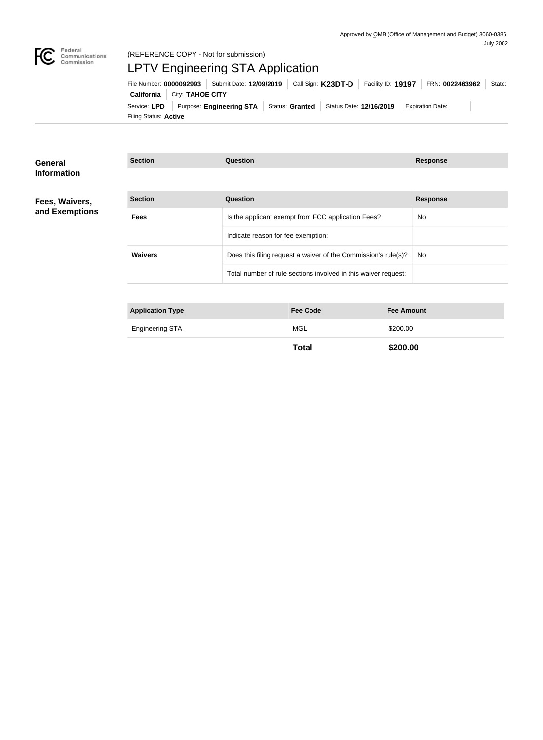Approved by OMB (Office of Management and Budget) 3060-0386
July 2002

Federal Communications Commission

(REFERENCE COPY - Not for submission)

# LPTV Engineering STA Application

File Number: **0000092993** | Submit Date: **12/09/2019** | Call Sign: **K23DT-D** | Facility ID: **19197** | FRN: **0022463962** | State: **California** | City: **TAHOE CITY**

Service: **LPD** | Purpose: **Engineering STA** | Status: **Granted** | Status Date: **12/16/2019** | Expiration Date:

Filing Status: **Active**

## General Information

| Section | Question | Response |
| --- | --- | --- |

## Fees, Waivers, and Exemptions

| Section | Question | Response |
| --- | --- | --- |
| **Fees** | Is the applicant exempt from FCC application Fees? | No |
| | Indicate reason for fee exemption: | |
| **Waivers** | Does this filing request a waiver of the Commission's rule(s)? | No |
| | Total number of rule sections involved in this waiver request: | |

| Application Type | Fee Code | Fee Amount |
| --- | --- | --- |
| Engineering STA | MGL | $200.00 |
| | **Total** | **$200.00** |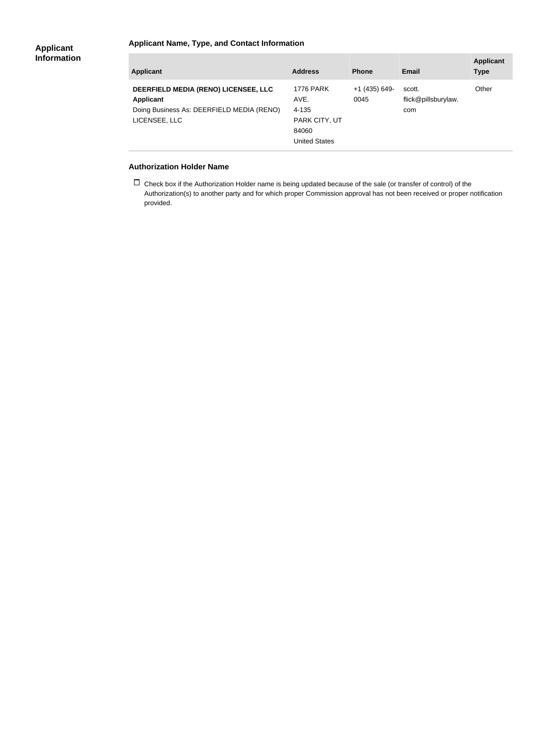## Applicant Information

### Applicant Name, Type, and Contact Information

| Applicant | Address | Phone | Email | Applicant Type |
|---|---|---|---|---|
| **DEERFIELD MEDIA (RENO) LICENSEE, LLC**<br>**Applicant**<br>Doing Business As: DEERFIELD MEDIA (RENO) LICENSEE, LLC | 1776 PARK AVE.<br>4-135<br>PARK CITY, UT 84060<br>United States | +1 (435) 649-0045 | scott.flick@pillsburylaw.com | Other |

### Authorization Holder Name

☐ Check box if the Authorization Holder name is being updated because of the sale (or transfer of control) of the Authorization(s) to another party and for which proper Commission approval has not been received or proper notification provided.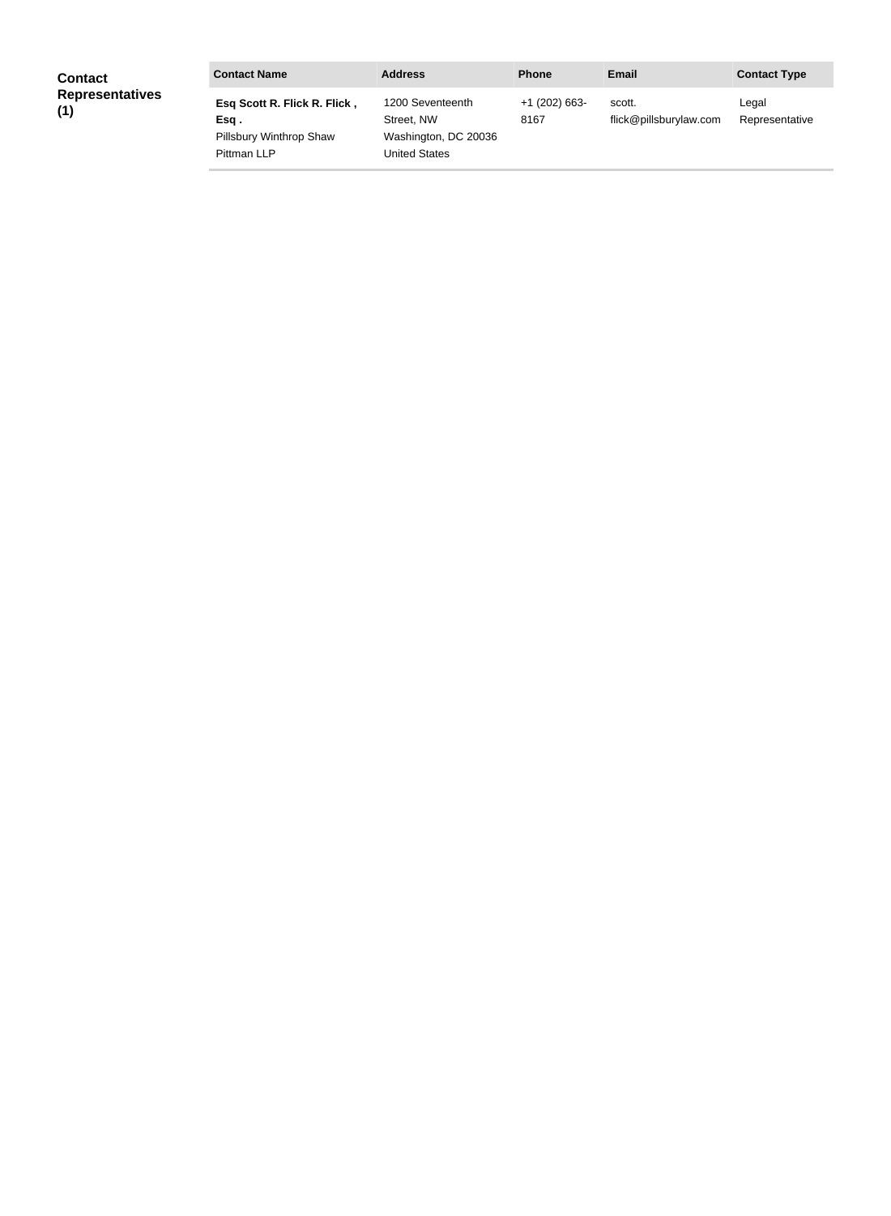**Contact Representatives (1)**

| Contact Name | Address | Phone | Email | Contact Type |
|---|---|---|---|---|
| **Esq Scott R. Flick R. Flick , Esq .** Pillsbury Winthrop Shaw Pittman LLP | 1200 Seventeenth Street, NW Washington, DC 20036 United States | +1 (202) 663-8167 | scott.flick@pillsburylaw.com | Legal Representative |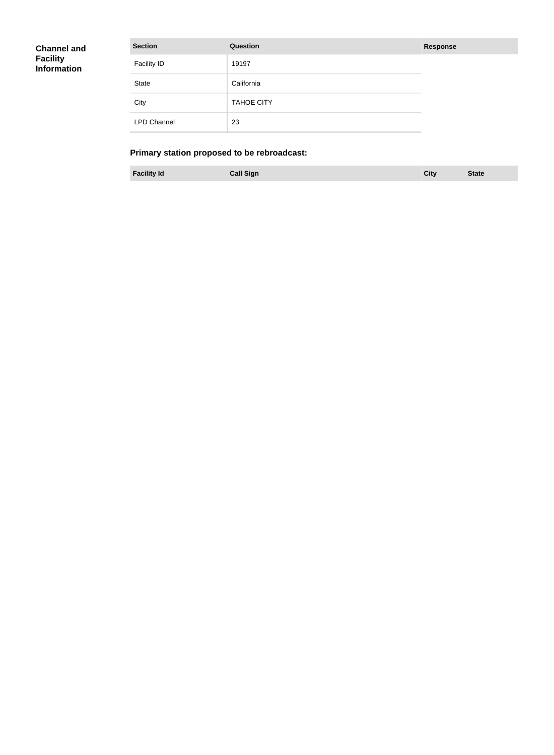## Channel and Facility Information

| Section | Question | Response |
| --- | --- | --- |
| Facility ID | 19197 | |
| State | California | |
| City | TAHOE CITY | |
| LPD Channel | 23 | |

### Primary station proposed to be rebroadcast:

| Facility Id | Call Sign | City | State |
| --- | --- | --- | --- |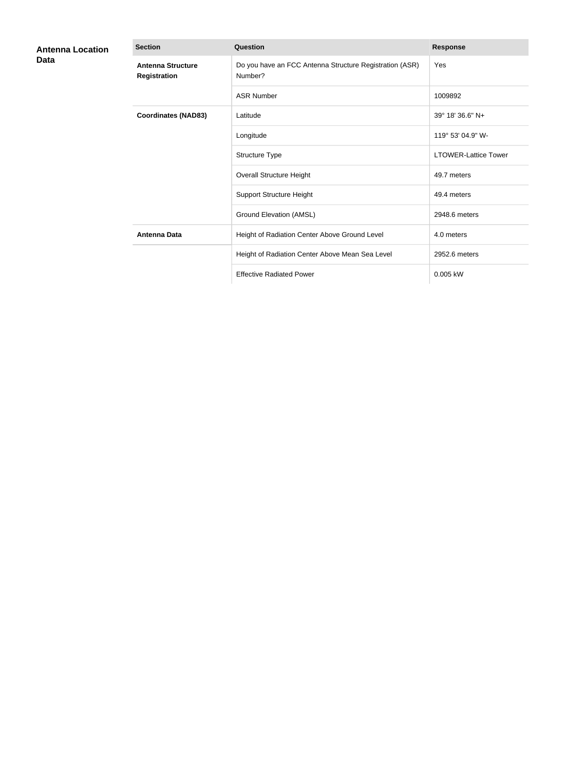## Antenna Location Data

| Section | Question | Response |
|---|---|---|
| **Antenna Structure Registration** | Do you have an FCC Antenna Structure Registration (ASR) Number? | Yes |
| | ASR Number | 1009892 |
| **Coordinates (NAD83)** | Latitude | 39° 18' 36.6" N+ |
| | Longitude | 119° 53' 04.9" W- |
| | Structure Type | LTOWER-Lattice Tower |
| | Overall Structure Height | 49.7 meters |
| | Support Structure Height | 49.4 meters |
| | Ground Elevation (AMSL) | 2948.6 meters |
| **Antenna Data** | Height of Radiation Center Above Ground Level | 4.0 meters |
| | Height of Radiation Center Above Mean Sea Level | 2952.6 meters |
| | Effective Radiated Power | 0.005 kW |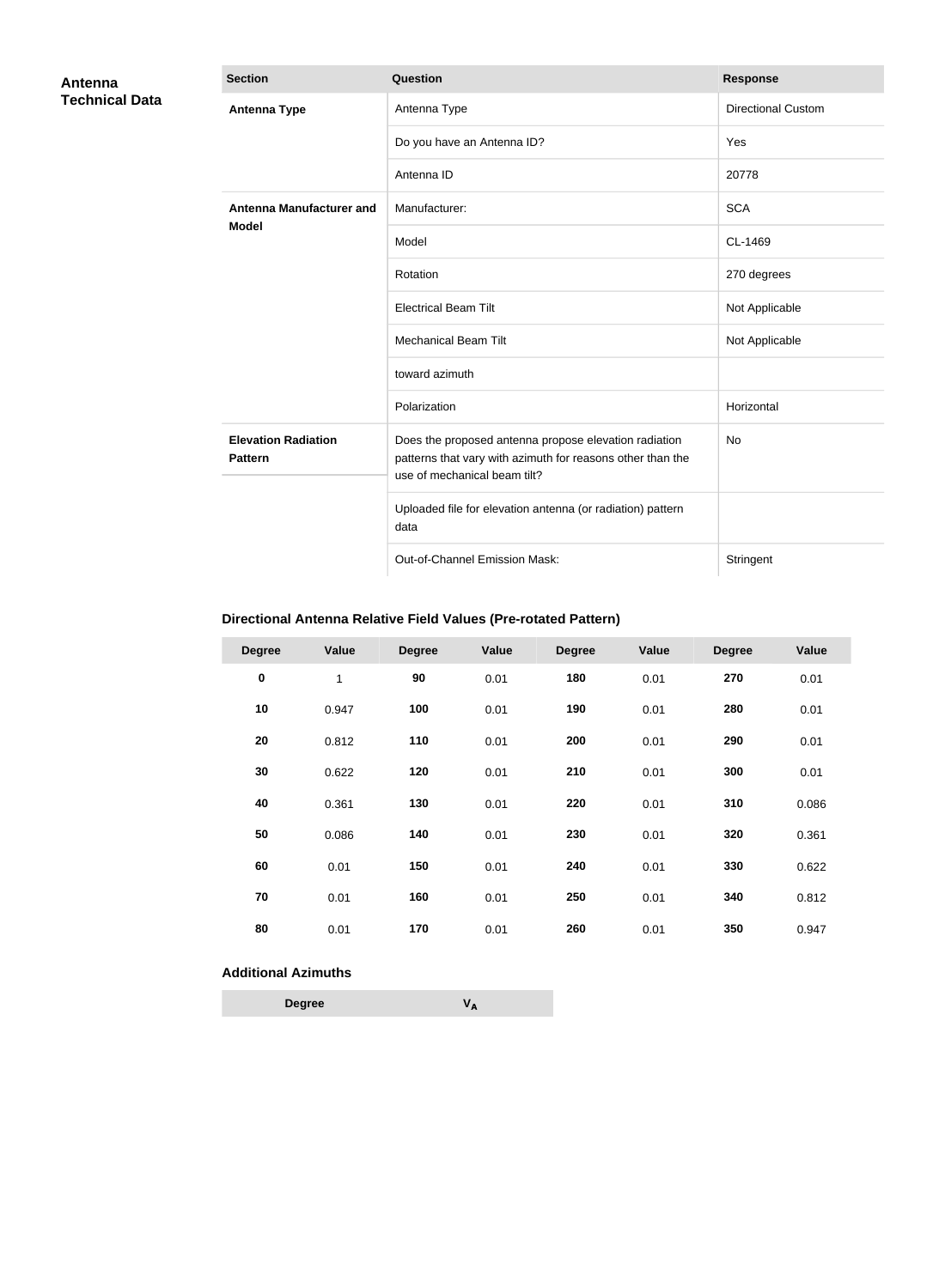## Antenna Technical Data

| Section | Question | Response |
|---|---|---|
| **Antenna Type** | Antenna Type | Directional Custom |
| | Do you have an Antenna ID? | Yes |
| | Antenna ID | 20778 |
| **Antenna Manufacturer and Model** | Manufacturer: | SCA |
| | Model | CL-1469 |
| | Rotation | 270 degrees |
| | Electrical Beam Tilt | Not Applicable |
| | Mechanical Beam Tilt | Not Applicable |
| | toward azimuth | |
| | Polarization | Horizontal |
| **Elevation Radiation Pattern** | Does the proposed antenna propose elevation radiation patterns that vary with azimuth for reasons other than the use of mechanical beam tilt? | No |
| | Uploaded file for elevation antenna (or radiation) pattern data | |
| | Out-of-Channel Emission Mask: | Stringent |

### Directional Antenna Relative Field Values (Pre-rotated Pattern)

| Degree | Value | Degree | Value | Degree | Value | Degree | Value |
|---|---|---|---|---|---|---|---|
| **0** | 1 | **90** | 0.01 | **180** | 0.01 | **270** | 0.01 |
| **10** | 0.947 | **100** | 0.01 | **190** | 0.01 | **280** | 0.01 |
| **20** | 0.812 | **110** | 0.01 | **200** | 0.01 | **290** | 0.01 |
| **30** | 0.622 | **120** | 0.01 | **210** | 0.01 | **300** | 0.01 |
| **40** | 0.361 | **130** | 0.01 | **220** | 0.01 | **310** | 0.086 |
| **50** | 0.086 | **140** | 0.01 | **230** | 0.01 | **320** | 0.361 |
| **60** | 0.01 | **150** | 0.01 | **240** | 0.01 | **330** | 0.622 |
| **70** | 0.01 | **160** | 0.01 | **250** | 0.01 | **340** | 0.812 |
| **80** | 0.01 | **170** | 0.01 | **260** | 0.01 | **350** | 0.947 |

### Additional Azimuths

| Degree | $V_A$ |
|---|---|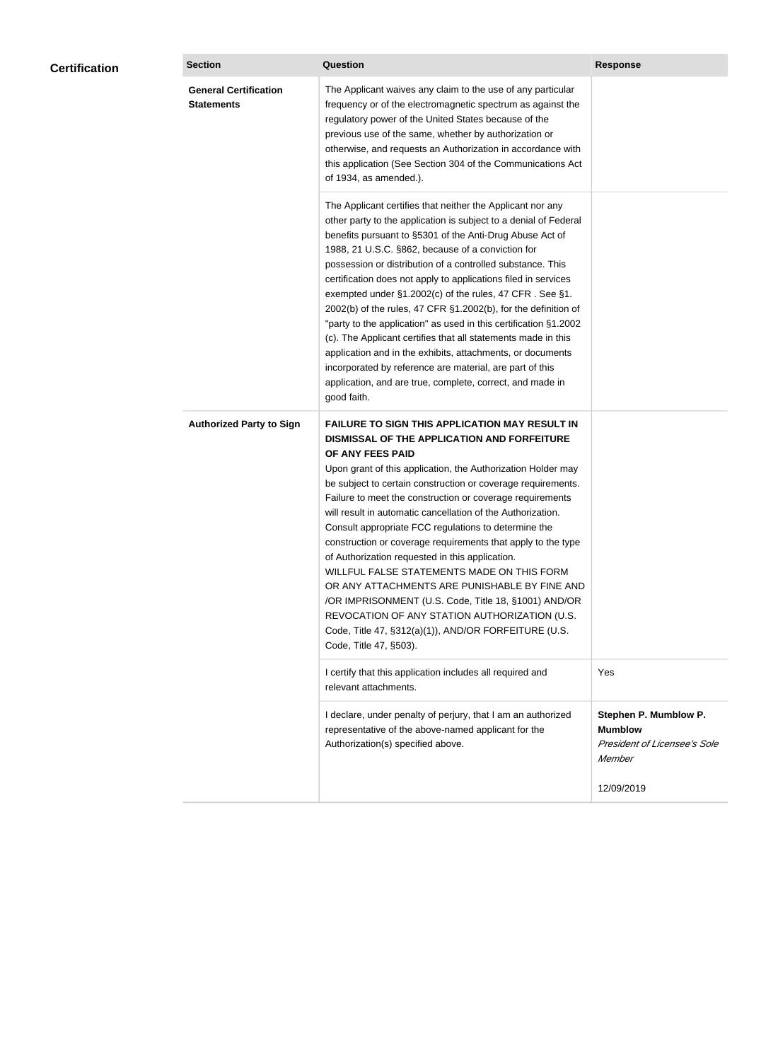## Certification

| Section | Question | Response |
| --- | --- | --- |
| **General Certification Statements** | The Applicant waives any claim to the use of any particular frequency or of the electromagnetic spectrum as against the regulatory power of the United States because of the previous use of the same, whether by authorization or otherwise, and requests an Authorization in accordance with this application (See Section 304 of the Communications Act of 1934, as amended.). | |
| | The Applicant certifies that neither the Applicant nor any other party to the application is subject to a denial of Federal benefits pursuant to §5301 of the Anti-Drug Abuse Act of 1988, 21 U.S.C. §862, because of a conviction for possession or distribution of a controlled substance. This certification does not apply to applications filed in services exempted under §1.2002(c) of the rules, 47 CFR . See §1. 2002(b) of the rules, 47 CFR §1.2002(b), for the definition of "party to the application" as used in this certification §1.2002 (c). The Applicant certifies that all statements made in this application and in the exhibits, attachments, or documents incorporated by reference are material, are part of this application, and are true, complete, correct, and made in good faith. | |
| **Authorized Party to Sign** | **FAILURE TO SIGN THIS APPLICATION MAY RESULT IN DISMISSAL OF THE APPLICATION AND FORFEITURE OF ANY FEES PAID** Upon grant of this application, the Authorization Holder may be subject to certain construction or coverage requirements. Failure to meet the construction or coverage requirements will result in automatic cancellation of the Authorization. Consult appropriate FCC regulations to determine the construction or coverage requirements that apply to the type of Authorization requested in this application. WILLFUL FALSE STATEMENTS MADE ON THIS FORM OR ANY ATTACHMENTS ARE PUNISHABLE BY FINE AND /OR IMPRISONMENT (U.S. Code, Title 18, §1001) AND/OR REVOCATION OF ANY STATION AUTHORIZATION (U.S. Code, Title 47, §312(a)(1)), AND/OR FORFEITURE (U.S. Code, Title 47, §503). | |
| | I certify that this application includes all required and relevant attachments. | Yes |
| | I declare, under penalty of perjury, that I am an authorized representative of the above-named applicant for the Authorization(s) specified above. | **Stephen P. Mumblow P. Mumblow** *President of Licensee's Sole Member* 12/09/2019 |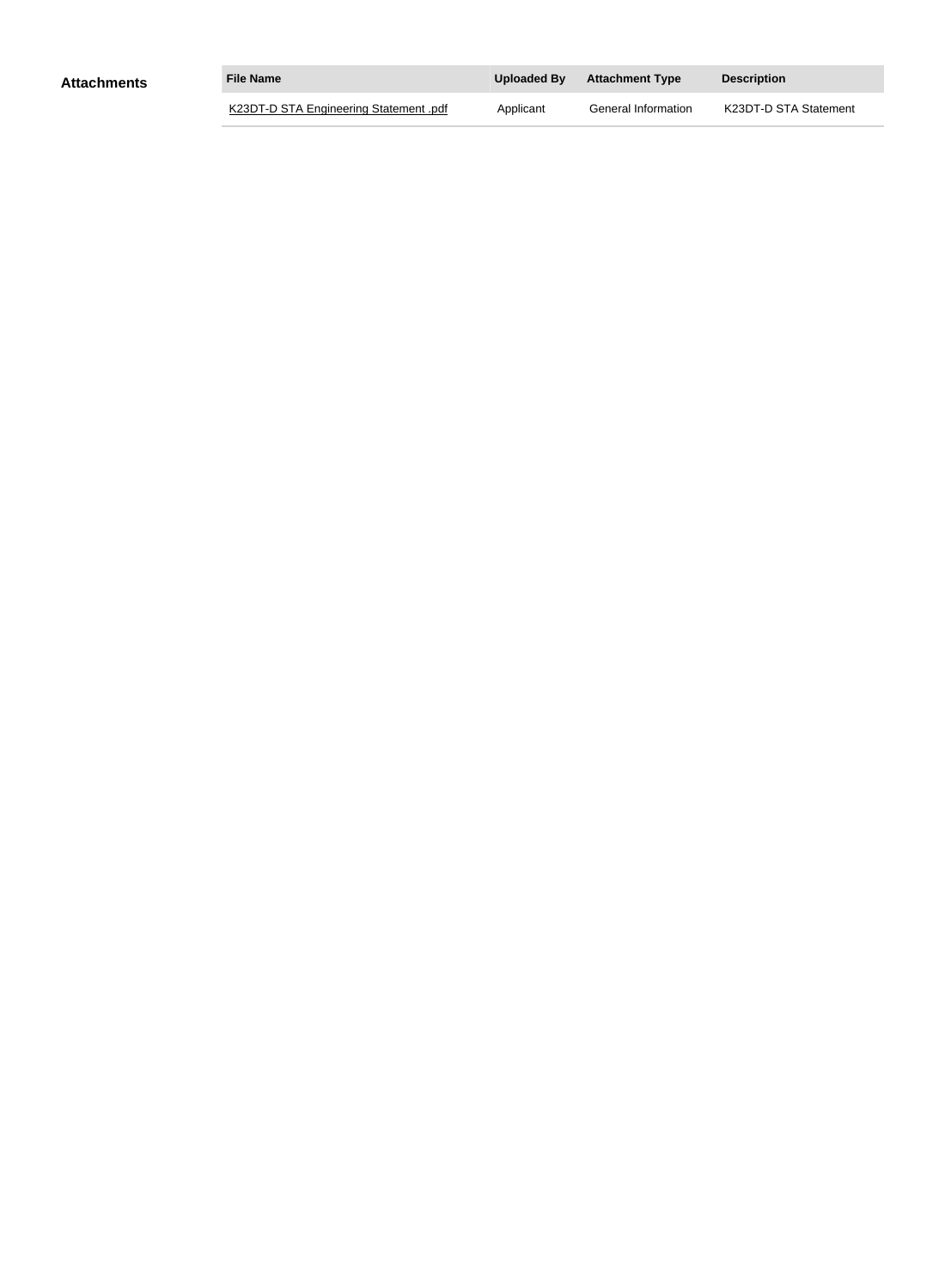**Attachments**

| File Name | Uploaded By | Attachment Type | Description |
|---|---|---|---|
| K23DT-D STA Engineering Statement .pdf | Applicant | General Information | K23DT-D STA Statement |